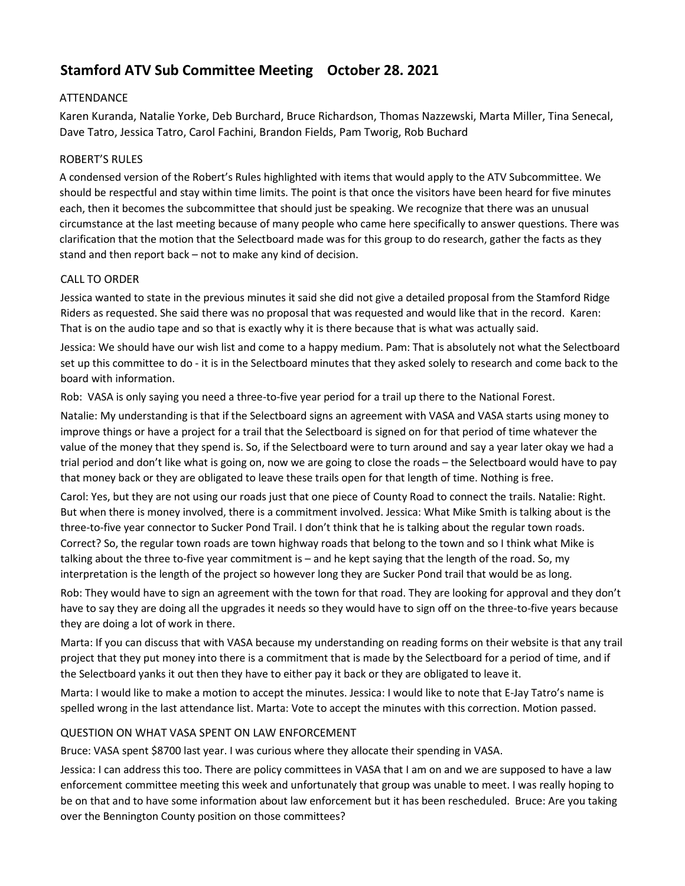# Stamford ATV Sub Committee Meeting    October 28. 2021

## ATTENDANCE

Karen Kuranda, Natalie Yorke, Deb Burchard, Bruce Richardson, Thomas Nazzewski, Marta Miller, Tina Senecal, Dave Tatro, Jessica Tatro, Carol Fachini, Brandon Fields, Pam Tworig, Rob Buchard

## ROBERT'S RULES

A condensed version of the Robert's Rules highlighted with items that would apply to the ATV Subcommittee. We should be respectful and stay within time limits. The point is that once the visitors have been heard for five minutes each, then it becomes the subcommittee that should just be speaking. We recognize that there was an unusual circumstance at the last meeting because of many people who came here specifically to answer questions. There was clarification that the motion that the Selectboard made was for this group to do research, gather the facts as they stand and then report back – not to make any kind of decision.

## CALL TO ORDER

Jessica wanted to state in the previous minutes it said she did not give a detailed proposal from the Stamford Ridge Riders as requested. She said there was no proposal that was requested and would like that in the record. Karen: That is on the audio tape and so that is exactly why it is there because that is what was actually said.

Jessica: We should have our wish list and come to a happy medium. Pam: That is absolutely not what the Selectboard set up this committee to do - it is in the Selectboard minutes that they asked solely to research and come back to the board with information.

Rob: VASA is only saying you need a three-to-five year period for a trail up there to the National Forest.

Natalie: My understanding is that if the Selectboard signs an agreement with VASA and VASA starts using money to improve things or have a project for a trail that the Selectboard is signed on for that period of time whatever the value of the money that they spend is. So, if the Selectboard were to turn around and say a year later okay we had a trial period and don't like what is going on, now we are going to close the roads – the Selectboard would have to pay that money back or they are obligated to leave these trails open for that length of time. Nothing is free.

Carol: Yes, but they are not using our roads just that one piece of County Road to connect the trails. Natalie: Right. But when there is money involved, there is a commitment involved. Jessica: What Mike Smith is talking about is the three-to-five year connector to Sucker Pond Trail. I don't think that he is talking about the regular town roads. Correct? So, the regular town roads are town highway roads that belong to the town and so I think what Mike is talking about the three to-five year commitment is – and he kept saying that the length of the road. So, my interpretation is the length of the project so however long they are Sucker Pond trail that would be as long.

Rob: They would have to sign an agreement with the town for that road. They are looking for approval and they don't have to say they are doing all the upgrades it needs so they would have to sign off on the three-to-five years because they are doing a lot of work in there.

Marta: If you can discuss that with VASA because my understanding on reading forms on their website is that any trail project that they put money into there is a commitment that is made by the Selectboard for a period of time, and if the Selectboard yanks it out then they have to either pay it back or they are obligated to leave it.

Marta: I would like to make a motion to accept the minutes. Jessica: I would like to note that E-Jay Tatro's name is spelled wrong in the last attendance list. Marta: Vote to accept the minutes with this correction. Motion passed.

## QUESTION ON WHAT VASA SPENT ON LAW ENFORCEMENT

Bruce: VASA spent $8700 last year. I was curious where they allocate their spending in VASA.

Jessica: I can address this too. There are policy committees in VASA that I am on and we are supposed to have a law enforcement committee meeting this week and unfortunately that group was unable to meet. I was really hoping to be on that and to have some information about law enforcement but it has been rescheduled. Bruce: Are you taking over the Bennington County position on those committees?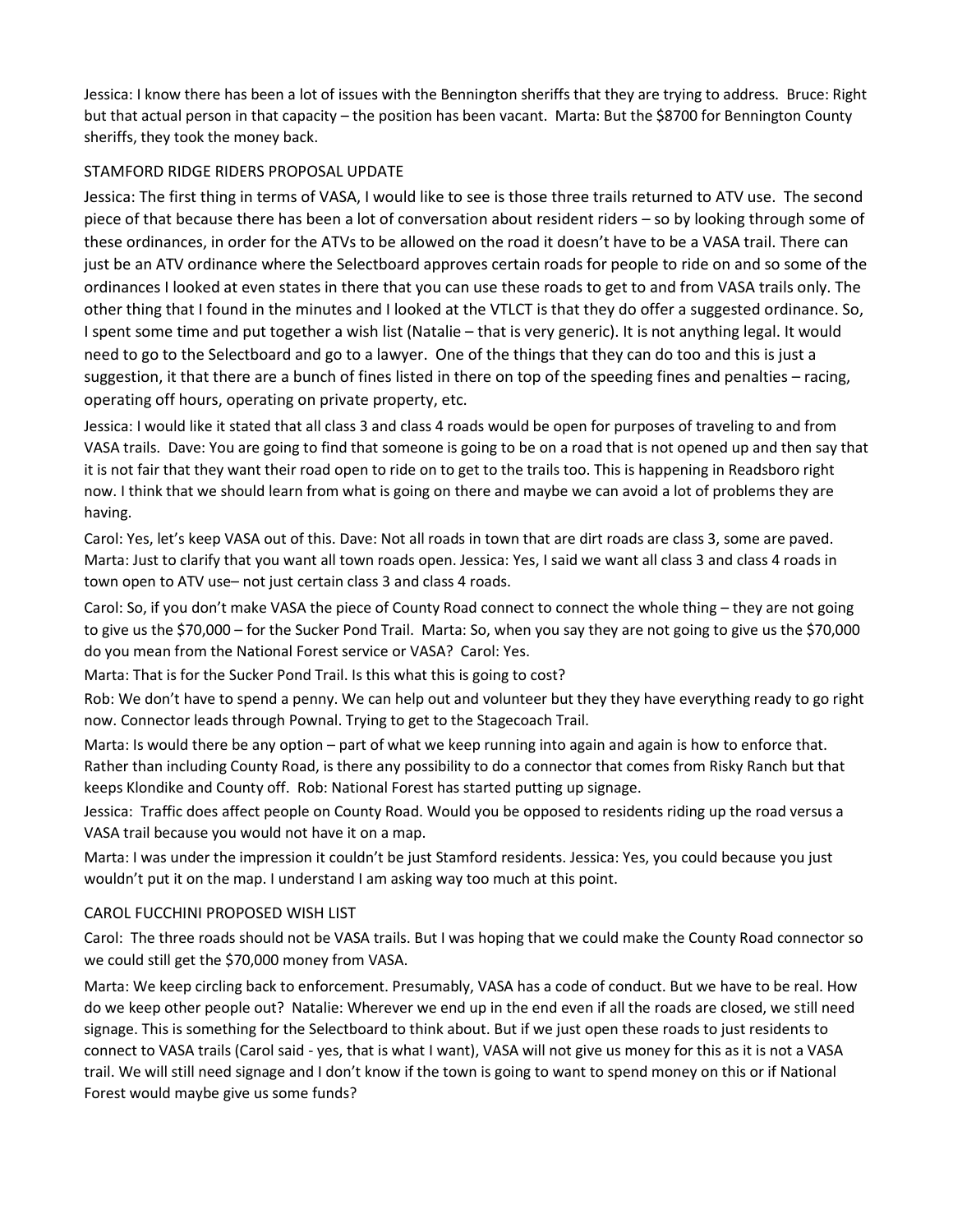Jessica: I know there has been a lot of issues with the Bennington sheriffs that they are trying to address. Bruce: Right but that actual person in that capacity – the position has been vacant. Marta: But the $8700 for Bennington County sheriffs, they took the money back.

## STAMFORD RIDGE RIDERS PROPOSAL UPDATE

Jessica: The first thing in terms of VASA, I would like to see is those three trails returned to ATV use. The second piece of that because there has been a lot of conversation about resident riders – so by looking through some of these ordinances, in order for the ATVs to be allowed on the road it doesn't have to be a VASA trail. There can just be an ATV ordinance where the Selectboard approves certain roads for people to ride on and so some of the ordinances I looked at even states in there that you can use these roads to get to and from VASA trails only. The other thing that I found in the minutes and I looked at the VTLCT is that they do offer a suggested ordinance. So, I spent some time and put together a wish list (Natalie – that is very generic). It is not anything legal. It would need to go to the Selectboard and go to a lawyer. One of the things that they can do too and this is just a suggestion, it that there are a bunch of fines listed in there on top of the speeding fines and penalties – racing, operating off hours, operating on private property, etc.

Jessica: I would like it stated that all class 3 and class 4 roads would be open for purposes of traveling to and from VASA trails. Dave: You are going to find that someone is going to be on a road that is not opened up and then say that it is not fair that they want their road open to ride on to get to the trails too. This is happening in Readsboro right now. I think that we should learn from what is going on there and maybe we can avoid a lot of problems they are having.

Carol: Yes, let's keep VASA out of this. Dave: Not all roads in town that are dirt roads are class 3, some are paved. Marta: Just to clarify that you want all town roads open. Jessica: Yes, I said we want all class 3 and class 4 roads in town open to ATV use– not just certain class 3 and class 4 roads.

Carol: So, if you don't make VASA the piece of County Road connect to connect the whole thing – they are not going to give us the $70,000 – for the Sucker Pond Trail. Marta: So, when you say they are not going to give us the $70,000 do you mean from the National Forest service or VASA? Carol: Yes.

Marta: That is for the Sucker Pond Trail. Is this what this is going to cost?

Rob: We don't have to spend a penny. We can help out and volunteer but they they have everything ready to go right now. Connector leads through Pownal. Trying to get to the Stagecoach Trail.

Marta: Is would there be any option – part of what we keep running into again and again is how to enforce that. Rather than including County Road, is there any possibility to do a connector that comes from Risky Ranch but that keeps Klondike and County off. Rob: National Forest has started putting up signage.

Jessica: Traffic does affect people on County Road. Would you be opposed to residents riding up the road versus a VASA trail because you would not have it on a map.

Marta: I was under the impression it couldn't be just Stamford residents. Jessica: Yes, you could because you just wouldn't put it on the map. I understand I am asking way too much at this point.

## CAROL FUCCHINI PROPOSED WISH LIST

Carol: The three roads should not be VASA trails. But I was hoping that we could make the County Road connector so we could still get the $70,000 money from VASA.

Marta: We keep circling back to enforcement. Presumably, VASA has a code of conduct. But we have to be real. How do we keep other people out? Natalie: Wherever we end up in the end even if all the roads are closed, we still need signage. This is something for the Selectboard to think about. But if we just open these roads to just residents to connect to VASA trails (Carol said - yes, that is what I want), VASA will not give us money for this as it is not a VASA trail. We will still need signage and I don't know if the town is going to want to spend money on this or if National Forest would maybe give us some funds?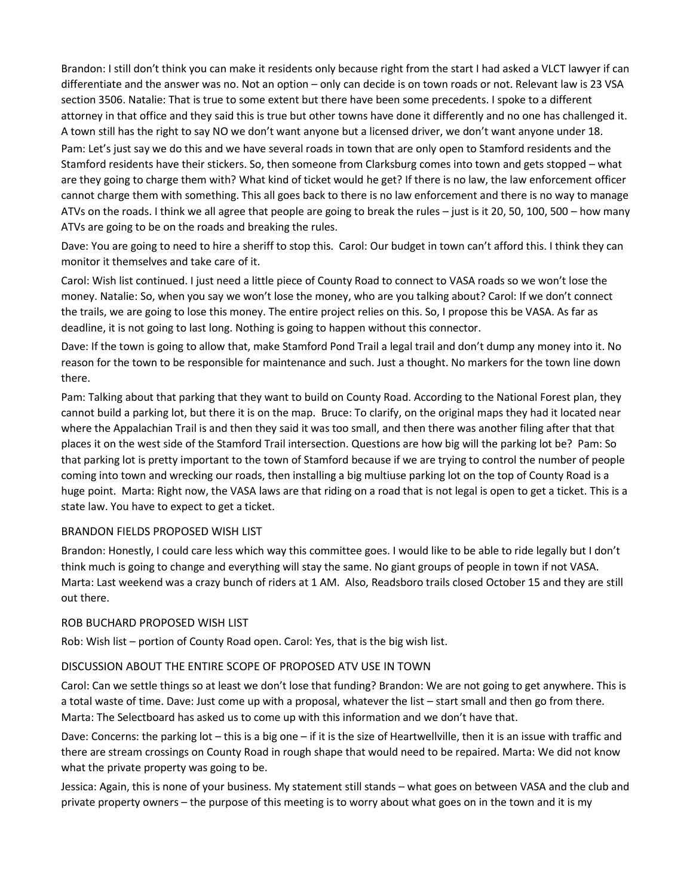Brandon: I still don't think you can make it residents only because right from the start I had asked a VLCT lawyer if can differentiate and the answer was no. Not an option – only can decide is on town roads or not. Relevant law is 23 VSA section 3506. Natalie: That is true to some extent but there have been some precedents. I spoke to a different attorney in that office and they said this is true but other towns have done it differently and no one has challenged it. A town still has the right to say NO we don't want anyone but a licensed driver, we don't want anyone under 18.

Pam: Let's just say we do this and we have several roads in town that are only open to Stamford residents and the Stamford residents have their stickers. So, then someone from Clarksburg comes into town and gets stopped – what are they going to charge them with? What kind of ticket would he get? If there is no law, the law enforcement officer cannot charge them with something. This all goes back to there is no law enforcement and there is no way to manage ATVs on the roads. I think we all agree that people are going to break the rules – just is it 20, 50, 100, 500 – how many ATVs are going to be on the roads and breaking the rules.

Dave: You are going to need to hire a sheriff to stop this. Carol: Our budget in town can't afford this. I think they can monitor it themselves and take care of it.

Carol: Wish list continued. I just need a little piece of County Road to connect to VASA roads so we won't lose the money. Natalie: So, when you say we won't lose the money, who are you talking about? Carol: If we don't connect the trails, we are going to lose this money. The entire project relies on this. So, I propose this be VASA. As far as deadline, it is not going to last long. Nothing is going to happen without this connector.

Dave: If the town is going to allow that, make Stamford Pond Trail a legal trail and don't dump any money into it. No reason for the town to be responsible for maintenance and such. Just a thought. No markers for the town line down there.

Pam: Talking about that parking that they want to build on County Road. According to the National Forest plan, they cannot build a parking lot, but there it is on the map. Bruce: To clarify, on the original maps they had it located near where the Appalachian Trail is and then they said it was too small, and then there was another filing after that that places it on the west side of the Stamford Trail intersection. Questions are how big will the parking lot be? Pam: So that parking lot is pretty important to the town of Stamford because if we are trying to control the number of people coming into town and wrecking our roads, then installing a big multiuse parking lot on the top of County Road is a huge point. Marta: Right now, the VASA laws are that riding on a road that is not legal is open to get a ticket. This is a state law. You have to expect to get a ticket.

## BRANDON FIELDS PROPOSED WISH LIST

Brandon: Honestly, I could care less which way this committee goes. I would like to be able to ride legally but I don't think much is going to change and everything will stay the same. No giant groups of people in town if not VASA. Marta: Last weekend was a crazy bunch of riders at 1 AM. Also, Readsboro trails closed October 15 and they are still out there.

## ROB BUCHARD PROPOSED WISH LIST

Rob: Wish list – portion of County Road open. Carol: Yes, that is the big wish list.

## DISCUSSION ABOUT THE ENTIRE SCOPE OF PROPOSED ATV USE IN TOWN

Carol: Can we settle things so at least we don't lose that funding? Brandon: We are not going to get anywhere. This is a total waste of time. Dave: Just come up with a proposal, whatever the list – start small and then go from there. Marta: The Selectboard has asked us to come up with this information and we don't have that.

Dave: Concerns: the parking lot – this is a big one – if it is the size of Heartwellville, then it is an issue with traffic and there are stream crossings on County Road in rough shape that would need to be repaired. Marta: We did not know what the private property was going to be.

Jessica: Again, this is none of your business. My statement still stands – what goes on between VASA and the club and private property owners – the purpose of this meeting is to worry about what goes on in the town and it is my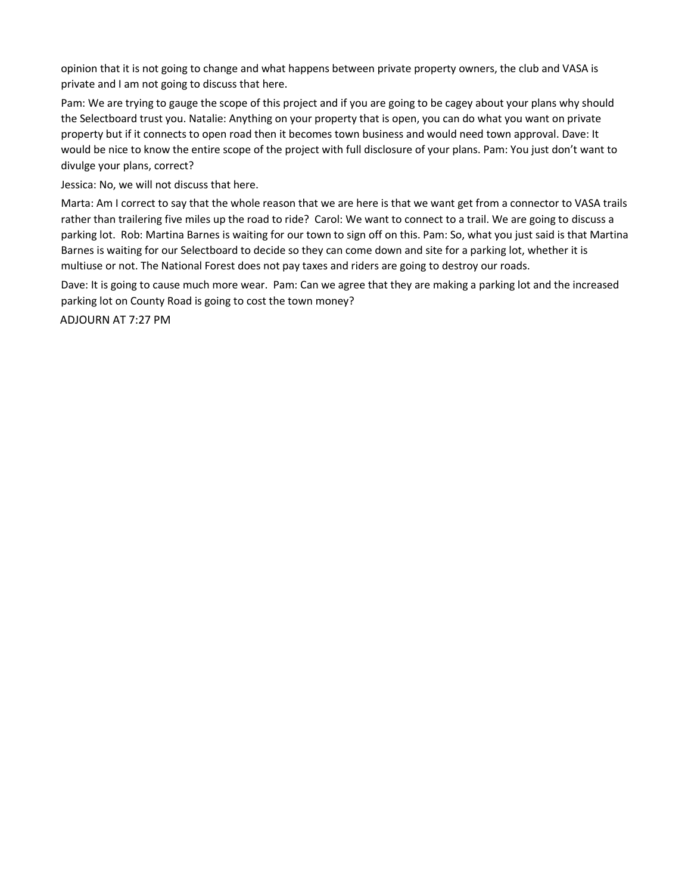opinion that it is not going to change and what happens between private property owners, the club and VASA is private and I am not going to discuss that here.

Pam: We are trying to gauge the scope of this project and if you are going to be cagey about your plans why should the Selectboard trust you. Natalie: Anything on your property that is open, you can do what you want on private property but if it connects to open road then it becomes town business and would need town approval. Dave: It would be nice to know the entire scope of the project with full disclosure of your plans. Pam: You just don't want to divulge your plans, correct?

Jessica: No, we will not discuss that here.

Marta: Am I correct to say that the whole reason that we are here is that we want get from a connector to VASA trails rather than trailering five miles up the road to ride? Carol: We want to connect to a trail. We are going to discuss a parking lot. Rob: Martina Barnes is waiting for our town to sign off on this. Pam: So, what you just said is that Martina Barnes is waiting for our Selectboard to decide so they can come down and site for a parking lot, whether it is multiuse or not. The National Forest does not pay taxes and riders are going to destroy our roads.

Dave: It is going to cause much more wear. Pam: Can we agree that they are making a parking lot and the increased parking lot on County Road is going to cost the town money?

ADJOURN AT 7:27 PM